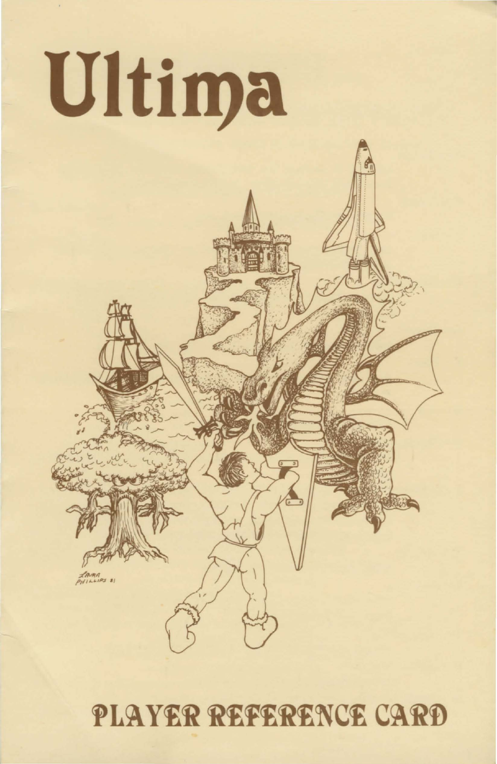# Ultima

# PLAYER REFERENCE CARD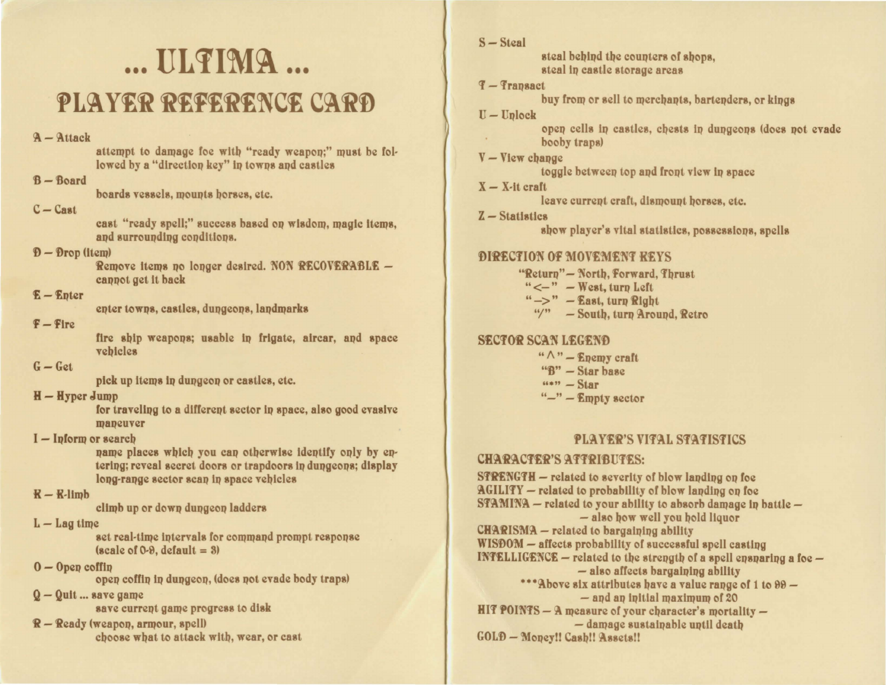# ... ULTIMA ...

## PLAYER REFERENCE CARD

**A – Attack**
attempt to damage foe with "ready weapon;" must be followed by a "direction key" in towns and castles

**B – Board**
boards vessels, mounts horses, etc.

**C – Cast**
cast "ready spell;" success based on wisdom, magic items, and surrounding conditions.

**D – Drop (item)**
Remove items no longer desired. NON RECOVERABLE – cannot get it back

**E – Enter**
enter towns, castles, dungeons, landmarks

**F – Fire**
fire ship weapons; usable in frigate, aircar, and space vehicles

**G – Get**
pick up items in dungeon or castles, etc.

**H – Hyper Jump**
for traveling to a different sector in space, also good evasive maneuver

**I – Inform or search**
name places which you can otherwise identify only by entering; reveal secret doors or trapdoors in dungeons; display long-range sector scan in space vehicles

**K – K-limb**
climb up or down dungeon ladders

**L – Lag time**
set real-time intervals for command prompt response (scale of 0-9, default = 3)

**O – Open coffin**
open coffin in dungeon, (does not evade body traps)

**Q – Quit ... save game**
save current game progress to disk

**R – Ready (weapon, armour, spell)**
choose what to attack with, wear, or cast

**S – Steal**
steal behind the counters of shops, steal in castle storage areas

**T – Transact**
buy from or sell to merchants, bartenders, or kings

**U – Unlock**
open cells in castles, chests in dungeons (does not evade booby traps)

**V – View change**
toggle between top and front view in space

**X – X-it craft**
leave current craft, dismount horses, etc.

**Z – Statistics**
show player's vital statistics, possessions, spells

### DIRECTION OF MOVEMENT KEYS

"Return" – North, Forward, Thrust
"<–" – West, turn Left
"–>" – East, turn Right
"/" – South, turn Around, Retro

### SECTOR SCAN LEGEND

"^" – Enemy craft
"B" – Star base
"*" – Star
"–" – Empty sector

### PLAYER'S VITAL STATISTICS

### CHARACTER'S ATTRIBUTES:

STRENGTH – related to severity of blow landing on foe
AGILITY – related to probability of blow landing on foe
STAMINA – related to your ability to absorb damage in battle – also how well you hold liquor
CHARISMA – related to bargaining ability
WISDOM – affects probability of successful spell casting
INTELLIGENCE – related to the strength of a spell ensnaring a foe – also affects bargaining ability

***Above six attributes have a value range of 1 to 99 – and an initial maximum of 20

HIT POINTS – A measure of your character's mortality – damage sustainable until death
GOLD – Money!! Cash!! Assets!!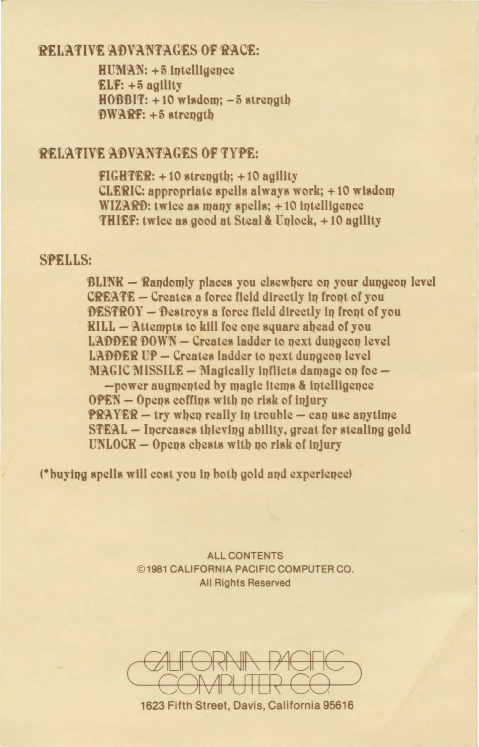## RELATIVE ADVANTAGES OF RACE:

HUMAN: +5 intelligence
ELF: +5 agility
HOBBIT: +10 wisdom; −5 strength
DWARF: +5 strength

## RELATIVE ADVANTAGES OF TYPE:

FIGHTER: +10 strength; +10 agility
CLERIC: appropriate spells always work; +10 wisdom
WIZARD: twice as many spells; +10 intelligence
THIEF: twice as good at Steal & Unlock, +10 agility

## SPELLS:

BLINK – Randomly places you elsewhere on your dungeon level
CREATE – Creates a force field directly in front of you
DESTROY – Destroys a force field directly in front of you
KILL – Attempts to kill foe one square ahead of you
LADDER DOWN – Creates ladder to next dungeon level
LADDER UP – Creates ladder to next dungeon level
MAGIC MISSILE – Magically inflicts damage on foe –
–power augmented by magic items & intelligence
OPEN – Opens coffins with no risk of injury
PRAYER – try when really in trouble – can use anytime
STEAL – Increases thieving ability, great for stealing gold
UNLOCK – Opens chests with no risk of injury

(*buying spells will cost you in both gold and experience)

ALL CONTENTS
©1981 CALIFORNIA PACIFIC COMPUTER CO.
All Rights Reserved

CALIFORNIA PACIFIC COMPUTER CO.

1623 Fifth Street, Davis, California 95616